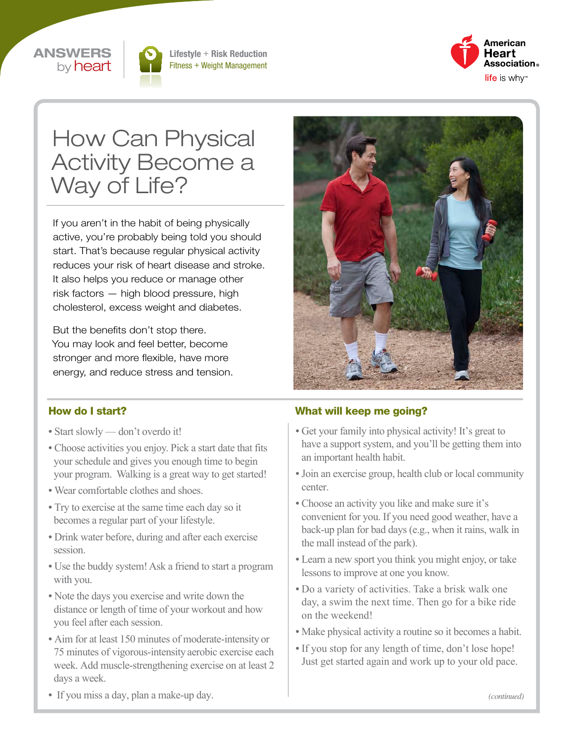ANSWERS by heart

Lifestyle + Risk Reduction
Fitness + Weight Management

American Heart Association
life is why™

# How Can Physical Activity Become a Way of Life?

If you aren't in the habit of being physically active, you're probably being told you should start. That's because regular physical activity reduces your risk of heart disease and stroke. It also helps you reduce or manage other risk factors — high blood pressure, high cholesterol, excess weight and diabetes.

But the benefits don't stop there. You may look and feel better, become stronger and more flexible, have more energy, and reduce stress and tension.

## How do I start?

- Start slowly — don't overdo it!
- Choose activities you enjoy. Pick a start date that fits your schedule and gives you enough time to begin your program. Walking is a great way to get started!
- Wear comfortable clothes and shoes.
- Try to exercise at the same time each day so it becomes a regular part of your lifestyle.
- Drink water before, during and after each exercise session.
- Use the buddy system! Ask a friend to start a program with you.
- Note the days you exercise and write down the distance or length of time of your workout and how you feel after each session.
- Aim for at least 150 minutes of moderate-intensity or 75 minutes of vigorous-intensity aerobic exercise each week. Add muscle-strengthening exercise on at least 2 days a week.
- If you miss a day, plan a make-up day.

## What will keep me going?

- Get your family into physical activity! It's great to have a support system, and you'll be getting them into an important health habit.
- Join an exercise group, health club or local community center.
- Choose an activity you like and make sure it's convenient for you. If you need good weather, have a back-up plan for bad days (e.g., when it rains, walk in the mall instead of the park).
- Learn a new sport you think you might enjoy, or take lessons to improve at one you know.
- Do a variety of activities. Take a brisk walk one day, a swim the next time. Then go for a bike ride on the weekend!
- Make physical activity a routine so it becomes a habit.
- If you stop for any length of time, don't lose hope! Just get started again and work up to your old pace.

*(continued)*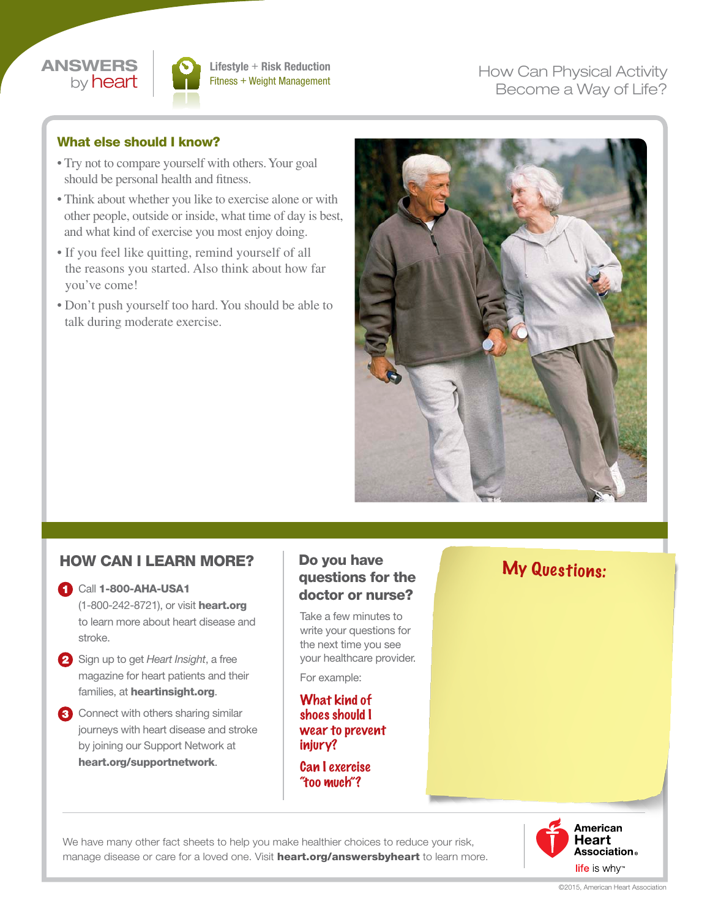## What else should I know?

- Try not to compare yourself with others. Your goal should be personal health and fitness.
- Think about whether you like to exercise alone or with other people, outside or inside, what time of day is best, and what kind of exercise you most enjoy doing.
- If you feel like quitting, remind yourself of all the reasons you started. Also think about how far you've come!
- Don't push yourself too hard. You should be able to talk during moderate exercise.

## HOW CAN I LEARN MORE?

1. Call **1-800-AHA-USA1** (1-800-242-8721), or visit **heart.org** to learn more about heart disease and stroke.
2. Sign up to get *Heart Insight*, a free magazine for heart patients and their families, at **heartinsight.org**.
3. Connect with others sharing similar journeys with heart disease and stroke by joining our Support Network at **heart.org/supportnetwork**.

## Do you have questions for the doctor or nurse?

Take a few minutes to write your questions for the next time you see your healthcare provider.

For example:

**What kind of shoes should I wear to prevent injury?**

**Can I exercise "too much"?**

**My Questions:**

We have many other fact sheets to help you make healthier choices to reduce your risk, manage disease or care for a loved one. Visit **heart.org/answersbyheart** to learn more.

American Heart Association® life is why™

©2015, American Heart Association